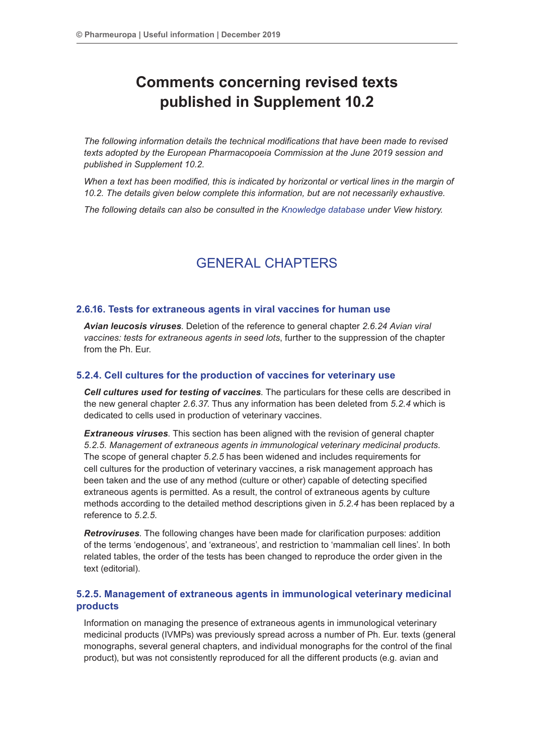# Comments concerning revised texts published in Supplement 10.2

*The following information details the technical modifications that have been made to revised texts adopted by the European Pharmacopoeia Commission at the June 2019 session and published in Supplement 10.2.*

*When a text has been modified, this is indicated by horizontal or vertical lines in the margin of 10.2. The details given below complete this information, but are not necessarily exhaustive.*

*The following details can also be consulted in the Knowledge database under View history.*

## GENERAL CHAPTERS

### 2.6.16. Tests for extraneous agents in viral vaccines for human use

***Avian leucosis viruses***. Deletion of the reference to general chapter *2.6.24 Avian viral vaccines: tests for extraneous agents in seed lots*, further to the suppression of the chapter from the Ph. Eur.

### 5.2.4. Cell cultures for the production of vaccines for veterinary use

***Cell cultures used for testing of vaccines***. The particulars for these cells are described in the new general chapter *2.6.37*. Thus any information has been deleted from *5.2.4* which is dedicated to cells used in production of veterinary vaccines.

***Extraneous viruses***. This section has been aligned with the revision of general chapter *5.2.5. Management of extraneous agents in immunological veterinary medicinal products.* The scope of general chapter *5.2.5* has been widened and includes requirements for cell cultures for the production of veterinary vaccines, a risk management approach has been taken and the use of any method (culture or other) capable of detecting specified extraneous agents is permitted. As a result, the control of extraneous agents by culture methods according to the detailed method descriptions given in *5.2.4* has been replaced by a reference to *5.2.5*.

***Retroviruses***. The following changes have been made for clarification purposes: addition of the terms 'endogenous', and 'extraneous', and restriction to 'mammalian cell lines'. In both related tables, the order of the tests has been changed to reproduce the order given in the text (editorial).

### 5.2.5. Management of extraneous agents in immunological veterinary medicinal products

Information on managing the presence of extraneous agents in immunological veterinary medicinal products (IVMPs) was previously spread across a number of Ph. Eur. texts (general monographs, several general chapters, and individual monographs for the control of the final product), but was not consistently reproduced for all the different products (e.g. avian and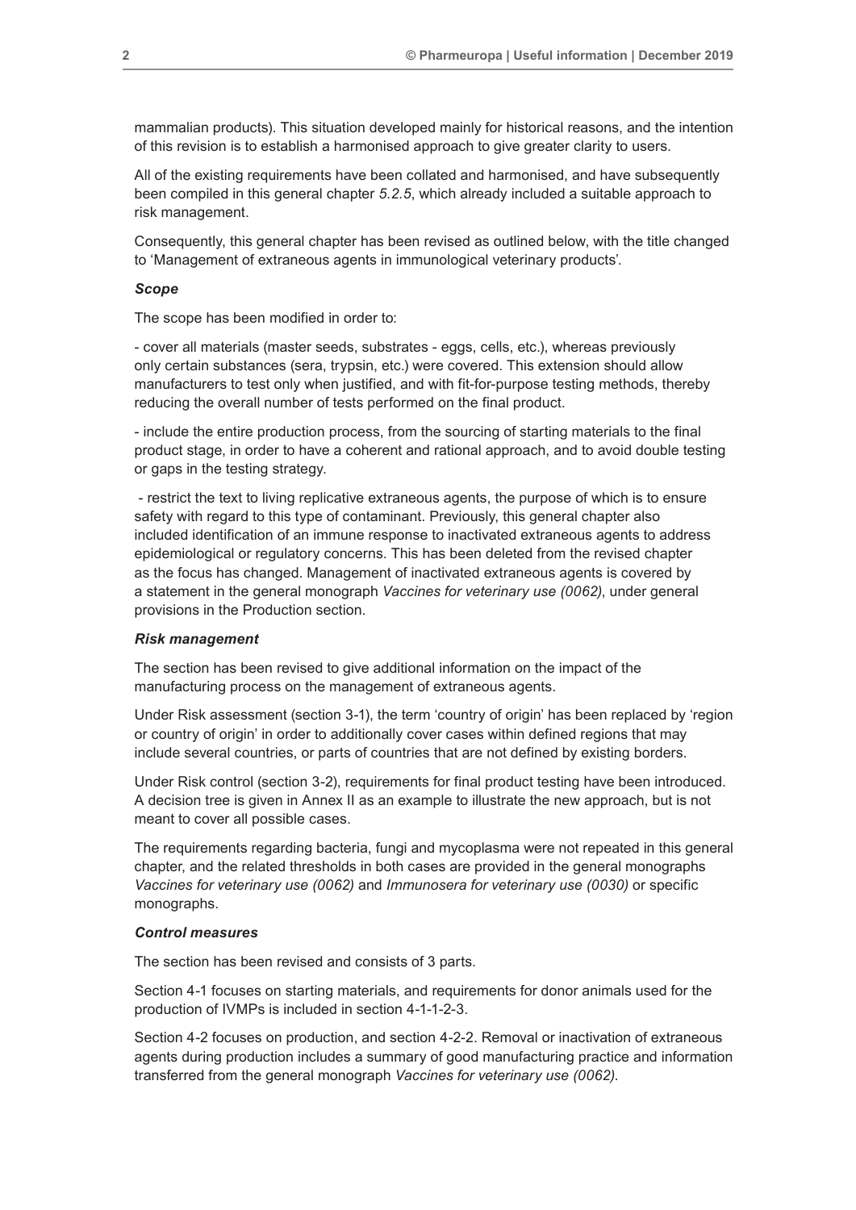mammalian products). This situation developed mainly for historical reasons, and the intention of this revision is to establish a harmonised approach to give greater clarity to users.

All of the existing requirements have been collated and harmonised, and have subsequently been compiled in this general chapter *5.2.5*, which already included a suitable approach to risk management.

Consequently, this general chapter has been revised as outlined below, with the title changed to 'Management of extraneous agents in immunological veterinary products'.

***Scope***

The scope has been modified in order to:

- cover all materials (master seeds, substrates - eggs, cells, etc.), whereas previously only certain substances (sera, trypsin, etc.) were covered. This extension should allow manufacturers to test only when justified, and with fit-for-purpose testing methods, thereby reducing the overall number of tests performed on the final product.

- include the entire production process, from the sourcing of starting materials to the final product stage, in order to have a coherent and rational approach, and to avoid double testing or gaps in the testing strategy.

- restrict the text to living replicative extraneous agents, the purpose of which is to ensure safety with regard to this type of contaminant. Previously, this general chapter also included identification of an immune response to inactivated extraneous agents to address epidemiological or regulatory concerns. This has been deleted from the revised chapter as the focus has changed. Management of inactivated extraneous agents is covered by a statement in the general monograph *Vaccines for veterinary use (0062)*, under general provisions in the Production section.

***Risk management***

The section has been revised to give additional information on the impact of the manufacturing process on the management of extraneous agents.

Under Risk assessment (section 3-1), the term 'country of origin' has been replaced by 'region or country of origin' in order to additionally cover cases within defined regions that may include several countries, or parts of countries that are not defined by existing borders.

Under Risk control (section 3-2), requirements for final product testing have been introduced. A decision tree is given in Annex II as an example to illustrate the new approach, but is not meant to cover all possible cases.

The requirements regarding bacteria, fungi and mycoplasma were not repeated in this general chapter, and the related thresholds in both cases are provided in the general monographs *Vaccines for veterinary use (0062)* and *Immunosera for veterinary use (0030)* or specific monographs.

***Control measures***

The section has been revised and consists of 3 parts.

Section 4-1 focuses on starting materials, and requirements for donor animals used for the production of IVMPs is included in section 4-1-1-2-3.

Section 4-2 focuses on production, and section 4-2-2. Removal or inactivation of extraneous agents during production includes a summary of good manufacturing practice and information transferred from the general monograph *Vaccines for veterinary use (0062).*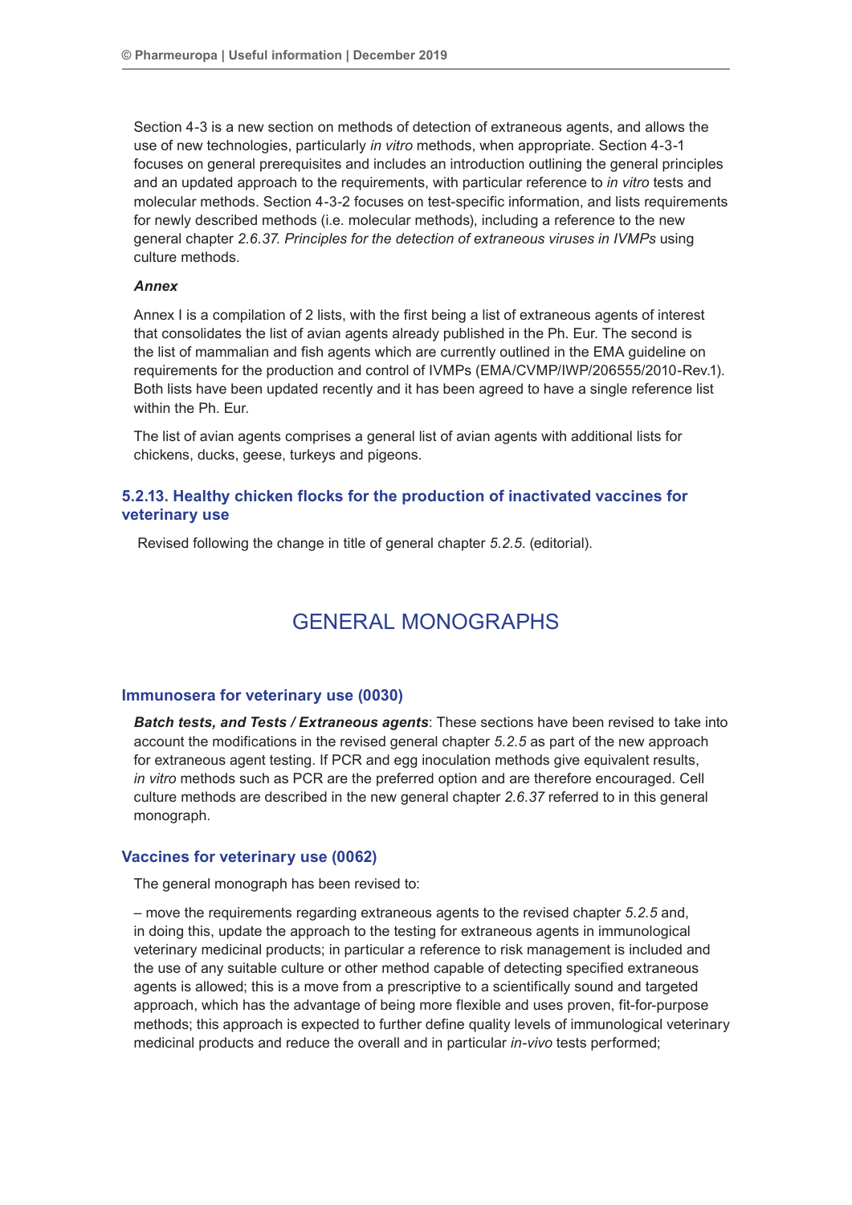Section 4-3 is a new section on methods of detection of extraneous agents, and allows the use of new technologies, particularly *in vitro* methods, when appropriate. Section 4-3-1 focuses on general prerequisites and includes an introduction outlining the general principles and an updated approach to the requirements, with particular reference to *in vitro* tests and molecular methods. Section 4-3-2 focuses on test-specific information, and lists requirements for newly described methods (i.e. molecular methods), including a reference to the new general chapter *2.6.37. Principles for the detection of extraneous viruses in IVMPs* using culture methods.

***Annex***

Annex I is a compilation of 2 lists, with the first being a list of extraneous agents of interest that consolidates the list of avian agents already published in the Ph. Eur. The second is the list of mammalian and fish agents which are currently outlined in the EMA guideline on requirements for the production and control of IVMPs (EMA/CVMP/IWP/206555/2010-Rev.1). Both lists have been updated recently and it has been agreed to have a single reference list within the Ph. Eur.

The list of avian agents comprises a general list of avian agents with additional lists for chickens, ducks, geese, turkeys and pigeons.

### 5.2.13. Healthy chicken flocks for the production of inactivated vaccines for veterinary use

Revised following the change in title of general chapter *5.2.5.* (editorial).

## GENERAL MONOGRAPHS

### Immunosera for veterinary use (0030)

***Batch tests, and Tests / Extraneous agents***: These sections have been revised to take into account the modifications in the revised general chapter *5.2.5* as part of the new approach for extraneous agent testing. If PCR and egg inoculation methods give equivalent results, *in vitro* methods such as PCR are the preferred option and are therefore encouraged. Cell culture methods are described in the new general chapter *2.6.37* referred to in this general monograph.

### Vaccines for veterinary use (0062)

The general monograph has been revised to:

– move the requirements regarding extraneous agents to the revised chapter *5.2.5* and, in doing this, update the approach to the testing for extraneous agents in immunological veterinary medicinal products; in particular a reference to risk management is included and the use of any suitable culture or other method capable of detecting specified extraneous agents is allowed; this is a move from a prescriptive to a scientifically sound and targeted approach, which has the advantage of being more flexible and uses proven, fit-for-purpose methods; this approach is expected to further define quality levels of immunological veterinary medicinal products and reduce the overall and in particular *in-vivo* tests performed;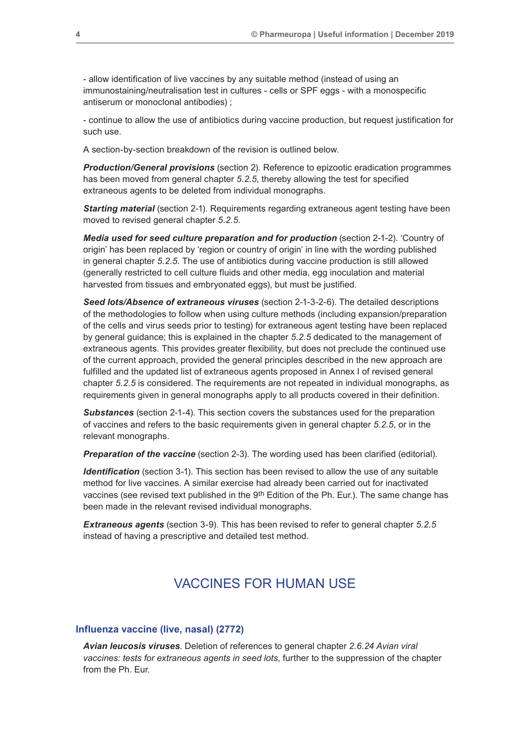- allow identification of live vaccines by any suitable method (instead of using an immunostaining/neutralisation test in cultures - cells or SPF eggs - with a monospecific antiserum or monoclonal antibodies) ;

- continue to allow the use of antibiotics during vaccine production, but request justification for such use.

A section-by-section breakdown of the revision is outlined below.

***Production/General provisions*** (section 2). Reference to epizootic eradication programmes has been moved from general chapter *5.2.5*, thereby allowing the test for specified extraneous agents to be deleted from individual monographs.

***Starting material*** (section 2-1). Requirements regarding extraneous agent testing have been moved to revised general chapter *5.2.5.*

***Media used for seed culture preparation and for production*** (section 2-1-2). 'Country of origin' has been replaced by 'region or country of origin' in line with the wording published in general chapter *5.2.5*. The use of antibiotics during vaccine production is still allowed (generally restricted to cell culture fluids and other media, egg inoculation and material harvested from tissues and embryonated eggs), but must be justified.

***Seed lots/Absence of extraneous viruses*** (section 2-1-3-2-6). The detailed descriptions of the methodologies to follow when using culture methods (including expansion/preparation of the cells and virus seeds prior to testing) for extraneous agent testing have been replaced by general guidance; this is explained in the chapter *5.2.5* dedicated to the management of extraneous agents. This provides greater flexibility, but does not preclude the continued use of the current approach, provided the general principles described in the new approach are fulfilled and the updated list of extraneous agents proposed in Annex I of revised general chapter *5.2.5* is considered. The requirements are not repeated in individual monographs, as requirements given in general monographs apply to all products covered in their definition.

***Substances*** (section 2-1-4). This section covers the substances used for the preparation of vaccines and refers to the basic requirements given in general chapter *5.2.5*, or in the relevant monographs.

***Preparation of the vaccine*** (section 2-3). The wording used has been clarified (editorial).

***Identification*** (section 3-1). This section has been revised to allow the use of any suitable method for live vaccines. A similar exercise had already been carried out for inactivated vaccines (see revised text published in the 9th Edition of the Ph. Eur.). The same change has been made in the relevant revised individual monographs.

***Extraneous agents*** (section 3-9). This has been revised to refer to general chapter *5.2.5* instead of having a prescriptive and detailed test method.

## VACCINES FOR HUMAN USE

### Influenza vaccine (live, nasal) (2772)

***Avian leucosis viruses***. Deletion of references to general chapter *2.6.24 Avian viral vaccines: tests for extraneous agents in seed lots*, further to the suppression of the chapter from the Ph. Eur.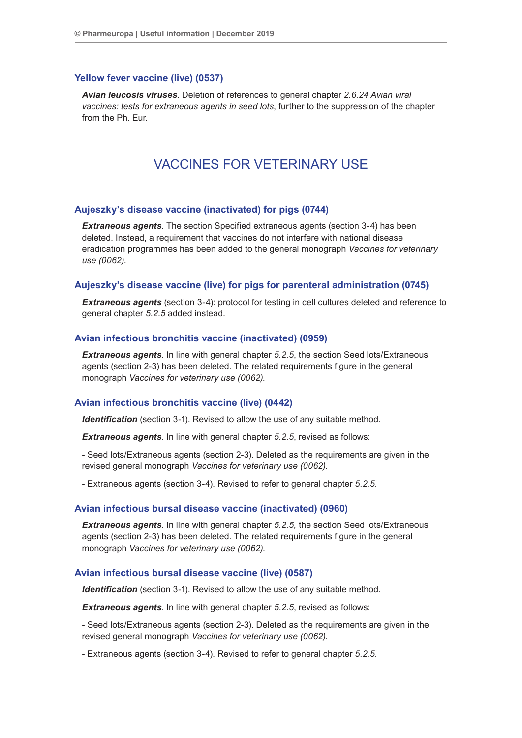### Yellow fever vaccine (live) (0537)

***Avian leucosis viruses***. Deletion of references to general chapter *2.6.24 Avian viral vaccines: tests for extraneous agents in seed lots*, further to the suppression of the chapter from the Ph. Eur.

## VACCINES FOR VETERINARY USE

### Aujeszky's disease vaccine (inactivated) for pigs (0744)

***Extraneous agents***. The section Specified extraneous agents (section 3-4) has been deleted. Instead, a requirement that vaccines do not interfere with national disease eradication programmes has been added to the general monograph *Vaccines for veterinary use (0062)*.

### Aujeszky's disease vaccine (live) for pigs for parenteral administration (0745)

***Extraneous agents*** (section 3-4): protocol for testing in cell cultures deleted and reference to general chapter *5.2.5* added instead.

### Avian infectious bronchitis vaccine (inactivated) (0959)

***Extraneous agents***. In line with general chapter *5.2.5*, the section Seed lots/Extraneous agents (section 2-3) has been deleted. The related requirements figure in the general monograph *Vaccines for veterinary use (0062).*

### Avian infectious bronchitis vaccine (live) (0442)

***Identification*** (section 3-1). Revised to allow the use of any suitable method.

***Extraneous agents***. In line with general chapter *5.2.5*, revised as follows:

- Seed lots/Extraneous agents (section 2-3). Deleted as the requirements are given in the revised general monograph *Vaccines for veterinary use (0062).*

- Extraneous agents (section 3-4). Revised to refer to general chapter *5.2.5.*

### Avian infectious bursal disease vaccine (inactivated) (0960)

***Extraneous agents***. In line with general chapter *5.2.5,* the section Seed lots/Extraneous agents (section 2-3) has been deleted. The related requirements figure in the general monograph *Vaccines for veterinary use (0062).*

### Avian infectious bursal disease vaccine (live) (0587)

***Identification*** (section 3-1). Revised to allow the use of any suitable method.

***Extraneous agents***. In line with general chapter *5.2.5*, revised as follows:

- Seed lots/Extraneous agents (section 2-3). Deleted as the requirements are given in the revised general monograph *Vaccines for veterinary use (0062).*

- Extraneous agents (section 3-4). Revised to refer to general chapter *5.2.5.*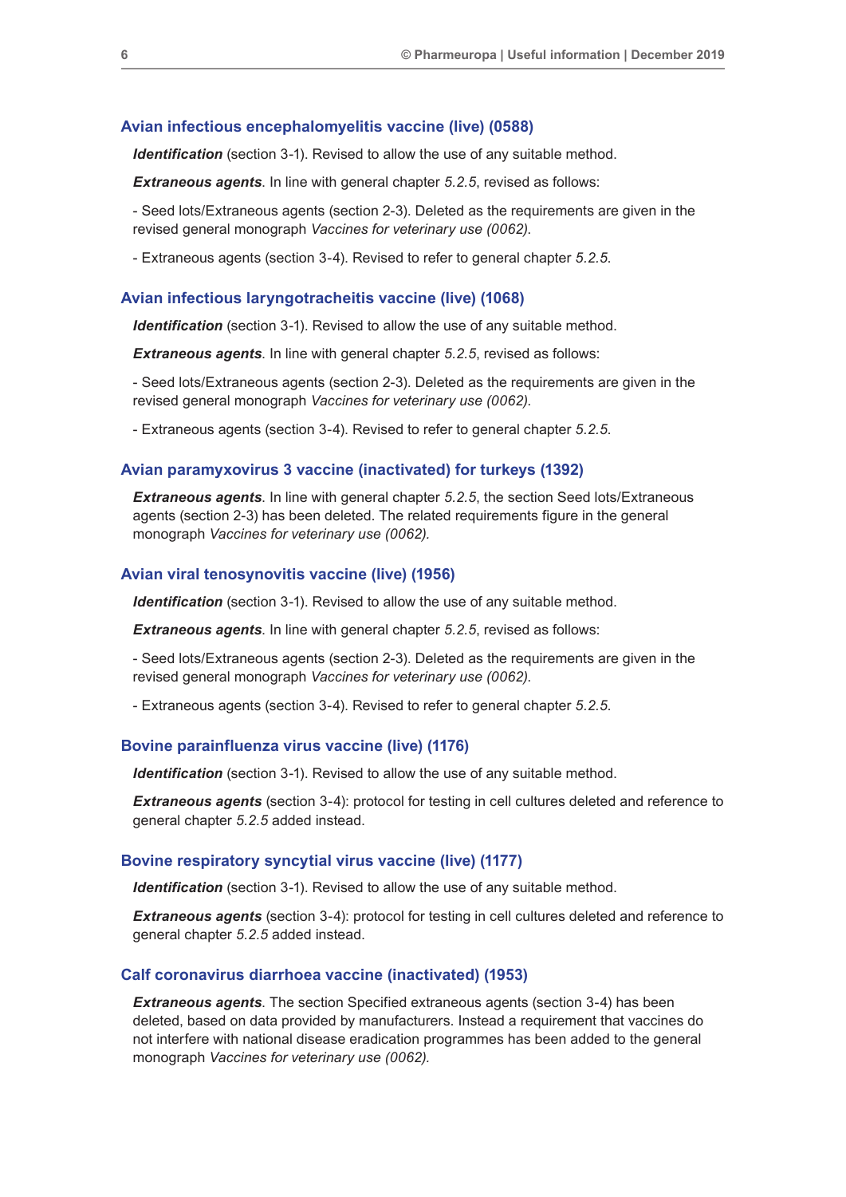### Avian infectious encephalomyelitis vaccine (live) (0588)

***Identification*** (section 3-1). Revised to allow the use of any suitable method.

***Extraneous agents***. In line with general chapter *5.2.5*, revised as follows:

- Seed lots/Extraneous agents (section 2-3). Deleted as the requirements are given in the revised general monograph *Vaccines for veterinary use (0062).*

- Extraneous agents (section 3-4). Revised to refer to general chapter *5.2.5*.

### Avian infectious laryngotracheitis vaccine (live) (1068)

***Identification*** (section 3-1). Revised to allow the use of any suitable method.

***Extraneous agents***. In line with general chapter *5.2.5*, revised as follows:

- Seed lots/Extraneous agents (section 2-3). Deleted as the requirements are given in the revised general monograph *Vaccines for veterinary use (0062).*

- Extraneous agents (section 3-4). Revised to refer to general chapter *5.2.5*.

### Avian paramyxovirus 3 vaccine (inactivated) for turkeys (1392)

***Extraneous agents***. In line with general chapter *5.2.5*, the section Seed lots/Extraneous agents (section 2-3) has been deleted. The related requirements figure in the general monograph *Vaccines for veterinary use (0062).*

### Avian viral tenosynovitis vaccine (live) (1956)

***Identification*** (section 3-1). Revised to allow the use of any suitable method.

***Extraneous agents***. In line with general chapter *5.2.5*, revised as follows:

- Seed lots/Extraneous agents (section 2-3). Deleted as the requirements are given in the revised general monograph *Vaccines for veterinary use (0062).*

- Extraneous agents (section 3-4). Revised to refer to general chapter *5.2.5*.

### Bovine parainfluenza virus vaccine (live) (1176)

***Identification*** (section 3-1). Revised to allow the use of any suitable method.

***Extraneous agents*** (section 3-4): protocol for testing in cell cultures deleted and reference to general chapter *5.2.5* added instead.

### Bovine respiratory syncytial virus vaccine (live) (1177)

***Identification*** (section 3-1). Revised to allow the use of any suitable method.

***Extraneous agents*** (section 3-4): protocol for testing in cell cultures deleted and reference to general chapter *5.2.5* added instead.

### Calf coronavirus diarrhoea vaccine (inactivated) (1953)

***Extraneous agents***. The section Specified extraneous agents (section 3-4) has been deleted, based on data provided by manufacturers. Instead a requirement that vaccines do not interfere with national disease eradication programmes has been added to the general monograph *Vaccines for veterinary use (0062).*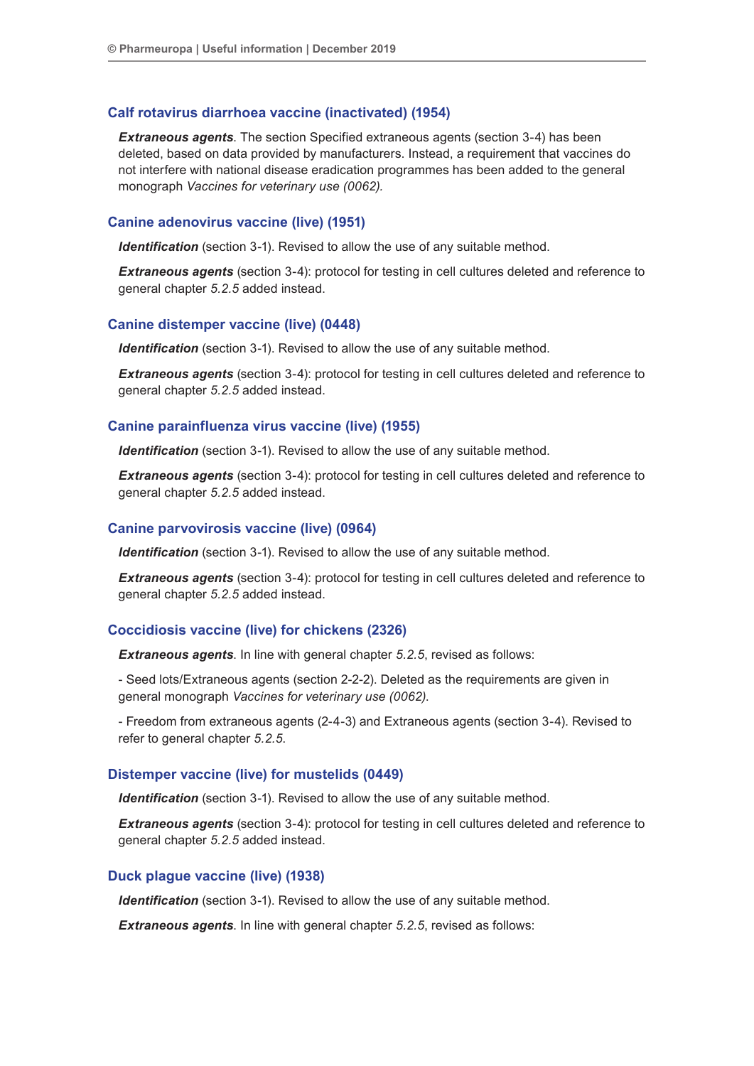### Calf rotavirus diarrhoea vaccine (inactivated) (1954)

***Extraneous agents***. The section Specified extraneous agents (section 3-4) has been deleted, based on data provided by manufacturers. Instead, a requirement that vaccines do not interfere with national disease eradication programmes has been added to the general monograph *Vaccines for veterinary use (0062).*

### Canine adenovirus vaccine (live) (1951)

***Identification*** (section 3-1). Revised to allow the use of any suitable method.

***Extraneous agents*** (section 3-4): protocol for testing in cell cultures deleted and reference to general chapter *5.2.5* added instead.

### Canine distemper vaccine (live) (0448)

***Identification*** (section 3-1). Revised to allow the use of any suitable method.

***Extraneous agents*** (section 3-4): protocol for testing in cell cultures deleted and reference to general chapter *5.2.5* added instead.

### Canine parainfluenza virus vaccine (live) (1955)

***Identification*** (section 3-1). Revised to allow the use of any suitable method.

***Extraneous agents*** (section 3-4): protocol for testing in cell cultures deleted and reference to general chapter *5.2.5* added instead.

### Canine parvovirosis vaccine (live) (0964)

***Identification*** (section 3-1). Revised to allow the use of any suitable method.

***Extraneous agents*** (section 3-4): protocol for testing in cell cultures deleted and reference to general chapter *5.2.5* added instead.

### Coccidiosis vaccine (live) for chickens (2326)

***Extraneous agents***. In line with general chapter *5.2.5*, revised as follows:

- Seed lots/Extraneous agents (section 2-2-2). Deleted as the requirements are given in general monograph *Vaccines for veterinary use (0062).*

- Freedom from extraneous agents (2-4-3) and Extraneous agents (section 3-4). Revised to refer to general chapter *5.2.5.*

### Distemper vaccine (live) for mustelids (0449)

***Identification*** (section 3-1). Revised to allow the use of any suitable method.

***Extraneous agents*** (section 3-4): protocol for testing in cell cultures deleted and reference to general chapter *5.2.5* added instead.

### Duck plague vaccine (live) (1938)

***Identification*** (section 3-1). Revised to allow the use of any suitable method.

***Extraneous agents***. In line with general chapter *5.2.5*, revised as follows: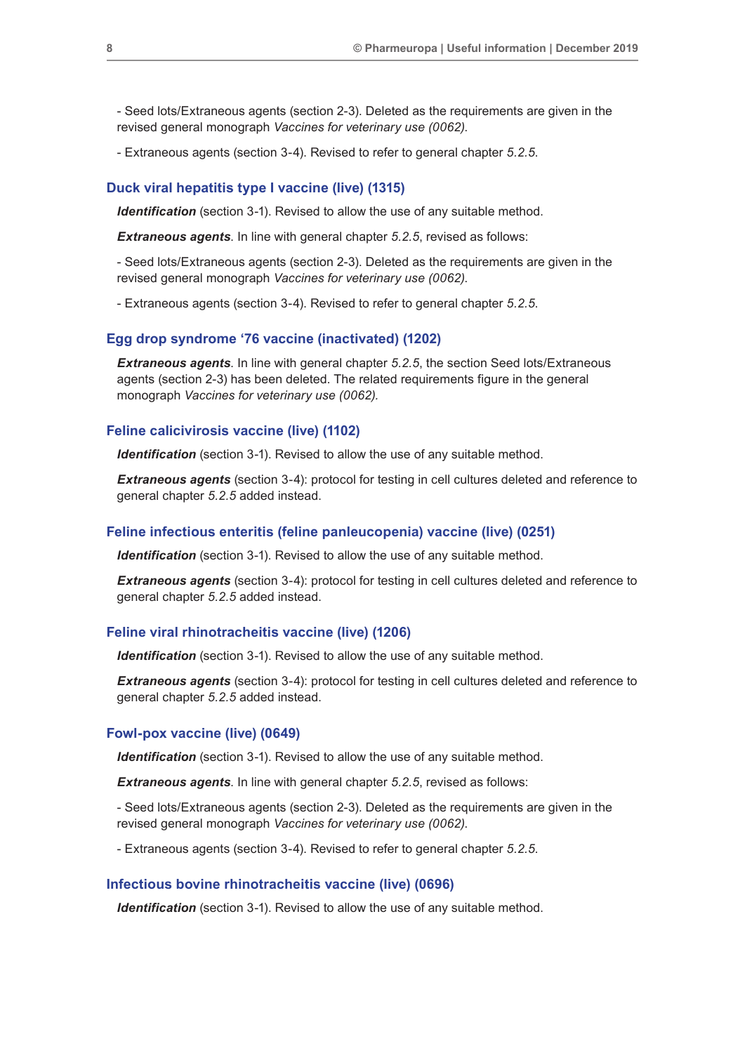- Seed lots/Extraneous agents (section 2-3). Deleted as the requirements are given in the revised general monograph *Vaccines for veterinary use (0062).*

- Extraneous agents (section 3-4). Revised to refer to general chapter *5.2.5.*

### Duck viral hepatitis type I vaccine (live) (1315)

***Identification*** (section 3-1). Revised to allow the use of any suitable method.

***Extraneous agents***. In line with general chapter *5.2.5*, revised as follows:

- Seed lots/Extraneous agents (section 2-3). Deleted as the requirements are given in the revised general monograph *Vaccines for veterinary use (0062).*

- Extraneous agents (section 3-4). Revised to refer to general chapter *5.2.5.*

### Egg drop syndrome '76 vaccine (inactivated) (1202)

***Extraneous agents***. In line with general chapter *5.2.5*, the section Seed lots/Extraneous agents (section 2-3) has been deleted. The related requirements figure in the general monograph *Vaccines for veterinary use (0062).*

### Feline calicivirosis vaccine (live) (1102)

***Identification*** (section 3-1). Revised to allow the use of any suitable method.

***Extraneous agents*** (section 3-4): protocol for testing in cell cultures deleted and reference to general chapter *5.2.5* added instead.

### Feline infectious enteritis (feline panleucopenia) vaccine (live) (0251)

***Identification*** (section 3-1). Revised to allow the use of any suitable method.

***Extraneous agents*** (section 3-4): protocol for testing in cell cultures deleted and reference to general chapter *5.2.5* added instead.

### Feline viral rhinotracheitis vaccine (live) (1206)

***Identification*** (section 3-1). Revised to allow the use of any suitable method.

***Extraneous agents*** (section 3-4): protocol for testing in cell cultures deleted and reference to general chapter *5.2.5* added instead.

### Fowl-pox vaccine (live) (0649)

***Identification*** (section 3-1). Revised to allow the use of any suitable method.

***Extraneous agents***. In line with general chapter *5.2.5*, revised as follows:

- Seed lots/Extraneous agents (section 2-3). Deleted as the requirements are given in the revised general monograph *Vaccines for veterinary use (0062).*

- Extraneous agents (section 3-4). Revised to refer to general chapter *5.2.5.*

### Infectious bovine rhinotracheitis vaccine (live) (0696)

***Identification*** (section 3-1). Revised to allow the use of any suitable method.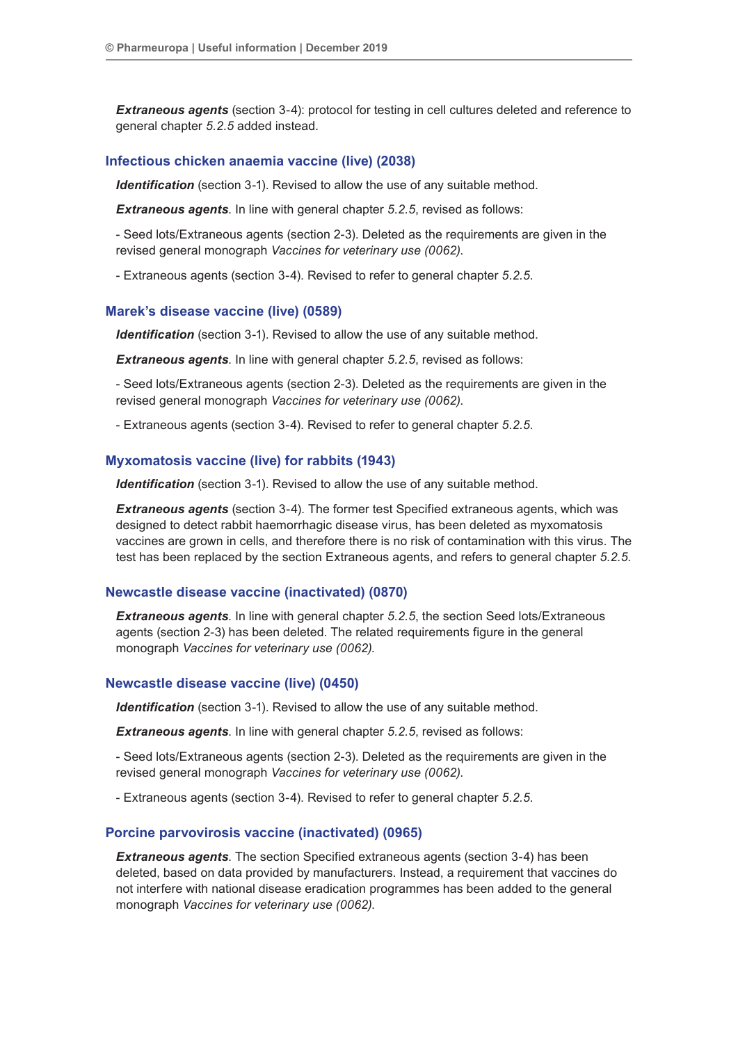***Extraneous agents*** (section 3-4): protocol for testing in cell cultures deleted and reference to general chapter *5.2.5* added instead.

### Infectious chicken anaemia vaccine (live) (2038)

***Identification*** (section 3-1). Revised to allow the use of any suitable method.

***Extraneous agents***. In line with general chapter *5.2.5*, revised as follows:

- Seed lots/Extraneous agents (section 2-3). Deleted as the requirements are given in the revised general monograph *Vaccines for veterinary use (0062)*.

- Extraneous agents (section 3-4). Revised to refer to general chapter *5.2.5*.

### Marek's disease vaccine (live) (0589)

***Identification*** (section 3-1). Revised to allow the use of any suitable method.

***Extraneous agents***. In line with general chapter *5.2.5*, revised as follows:

- Seed lots/Extraneous agents (section 2-3). Deleted as the requirements are given in the revised general monograph *Vaccines for veterinary use (0062)*.

- Extraneous agents (section 3-4). Revised to refer to general chapter *5.2.5*.

### Myxomatosis vaccine (live) for rabbits (1943)

***Identification*** (section 3-1). Revised to allow the use of any suitable method.

***Extraneous agents*** (section 3-4). The former test Specified extraneous agents, which was designed to detect rabbit haemorrhagic disease virus, has been deleted as myxomatosis vaccines are grown in cells, and therefore there is no risk of contamination with this virus. The test has been replaced by the section Extraneous agents, and refers to general chapter *5.2.5*.

### Newcastle disease vaccine (inactivated) (0870)

***Extraneous agents***. In line with general chapter *5.2.5*, the section Seed lots/Extraneous agents (section 2-3) has been deleted. The related requirements figure in the general monograph *Vaccines for veterinary use (0062).*

### Newcastle disease vaccine (live) (0450)

***Identification*** (section 3-1). Revised to allow the use of any suitable method.

***Extraneous agents***. In line with general chapter *5.2.5*, revised as follows:

- Seed lots/Extraneous agents (section 2-3). Deleted as the requirements are given in the revised general monograph *Vaccines for veterinary use (0062)*.

- Extraneous agents (section 3-4). Revised to refer to general chapter *5.2.5*.

### Porcine parvovirosis vaccine (inactivated) (0965)

***Extraneous agents***. The section Specified extraneous agents (section 3-4) has been deleted, based on data provided by manufacturers. Instead, a requirement that vaccines do not interfere with national disease eradication programmes has been added to the general monograph *Vaccines for veterinary use (0062)*.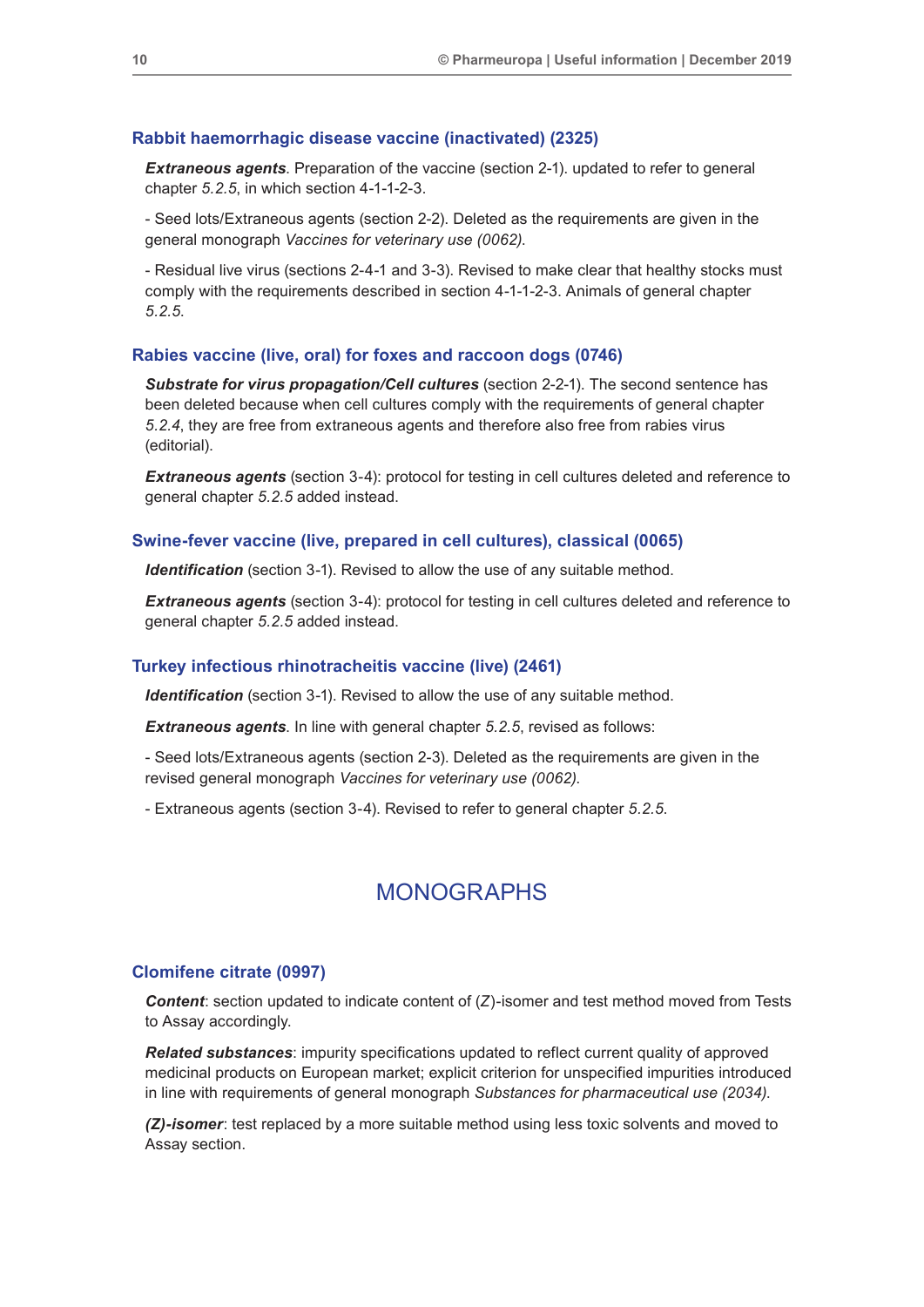### Rabbit haemorrhagic disease vaccine (inactivated) (2325)

***Extraneous agents***. Preparation of the vaccine (section 2-1). updated to refer to general chapter *5.2.5*, in which section 4-1-1-2-3.

- Seed lots/Extraneous agents (section 2-2). Deleted as the requirements are given in the general monograph *Vaccines for veterinary use (0062).*

- Residual live virus (sections 2-4-1 and 3-3). Revised to make clear that healthy stocks must comply with the requirements described in section 4-1-1-2-3. Animals of general chapter *5.2.5*.

### Rabies vaccine (live, oral) for foxes and raccoon dogs (0746)

***Substrate for virus propagation/Cell cultures*** (section 2-2-1). The second sentence has been deleted because when cell cultures comply with the requirements of general chapter *5.2.4*, they are free from extraneous agents and therefore also free from rabies virus (editorial).

***Extraneous agents*** (section 3-4): protocol for testing in cell cultures deleted and reference to general chapter *5.2.5* added instead.

### Swine-fever vaccine (live, prepared in cell cultures), classical (0065)

***Identification*** (section 3-1). Revised to allow the use of any suitable method.

***Extraneous agents*** (section 3-4): protocol for testing in cell cultures deleted and reference to general chapter *5.2.5* added instead.

### Turkey infectious rhinotracheitis vaccine (live) (2461)

***Identification*** (section 3-1). Revised to allow the use of any suitable method.

***Extraneous agents***. In line with general chapter *5.2.5*, revised as follows:

- Seed lots/Extraneous agents (section 2-3). Deleted as the requirements are given in the revised general monograph *Vaccines for veterinary use (0062).*

- Extraneous agents (section 3-4). Revised to refer to general chapter *5.2.5.*

## MONOGRAPHS

### Clomifene citrate (0997)

***Content***: section updated to indicate content of (*Z*)-isomer and test method moved from Tests to Assay accordingly.

***Related substances***: impurity specifications updated to reflect current quality of approved medicinal products on European market; explicit criterion for unspecified impurities introduced in line with requirements of general monograph *Substances for pharmaceutical use (2034).*

***(Z)-isomer***: test replaced by a more suitable method using less toxic solvents and moved to Assay section.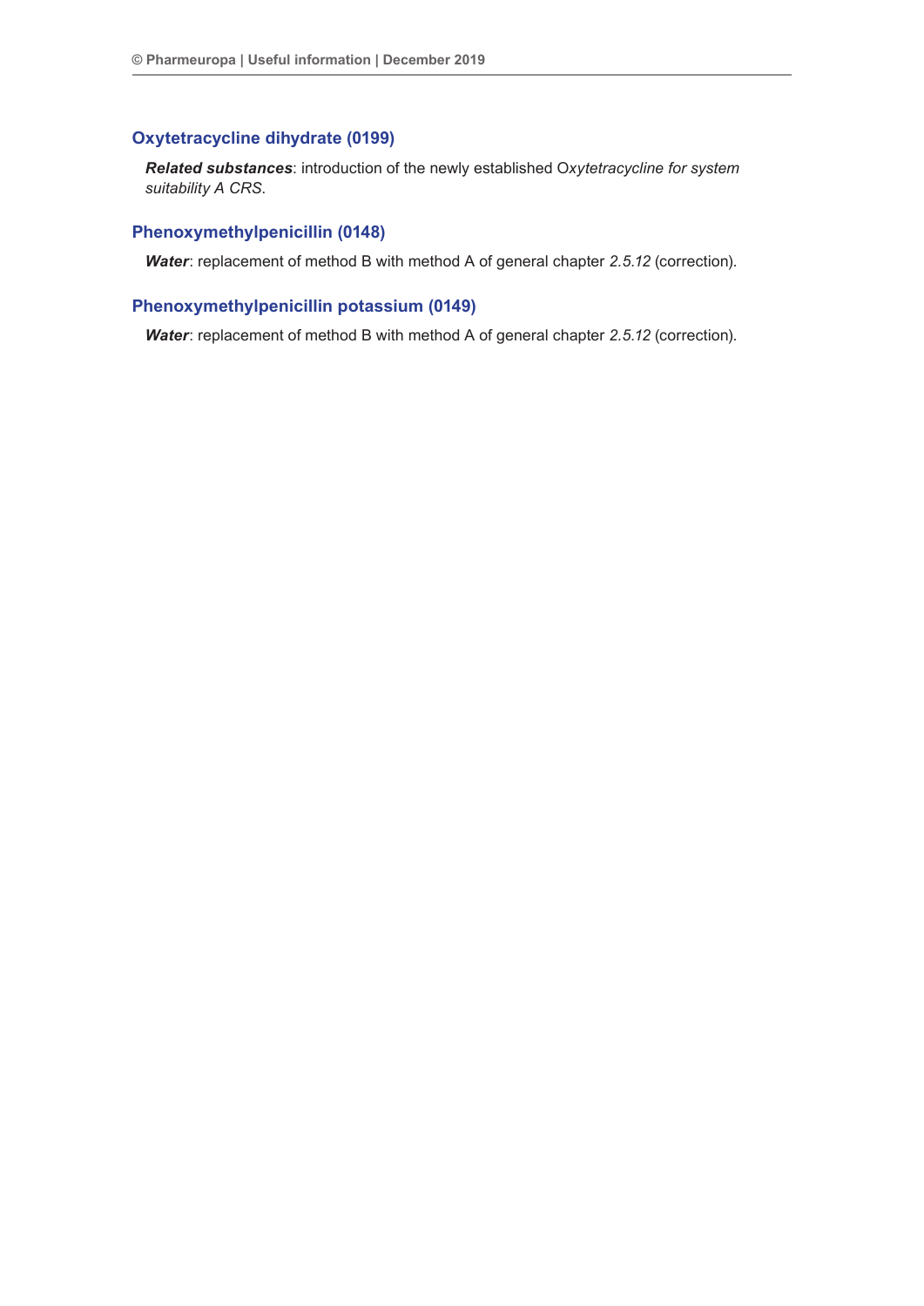### Oxytetracycline dihydrate (0199)

***Related substances***: introduction of the newly established O*xytetracycline for system suitability A CRS*.

### Phenoxymethylpenicillin (0148)

***Water***: replacement of method B with method A of general chapter *2.5.12* (correction).

### Phenoxymethylpenicillin potassium (0149)

***Water***: replacement of method B with method A of general chapter *2.5.12* (correction).